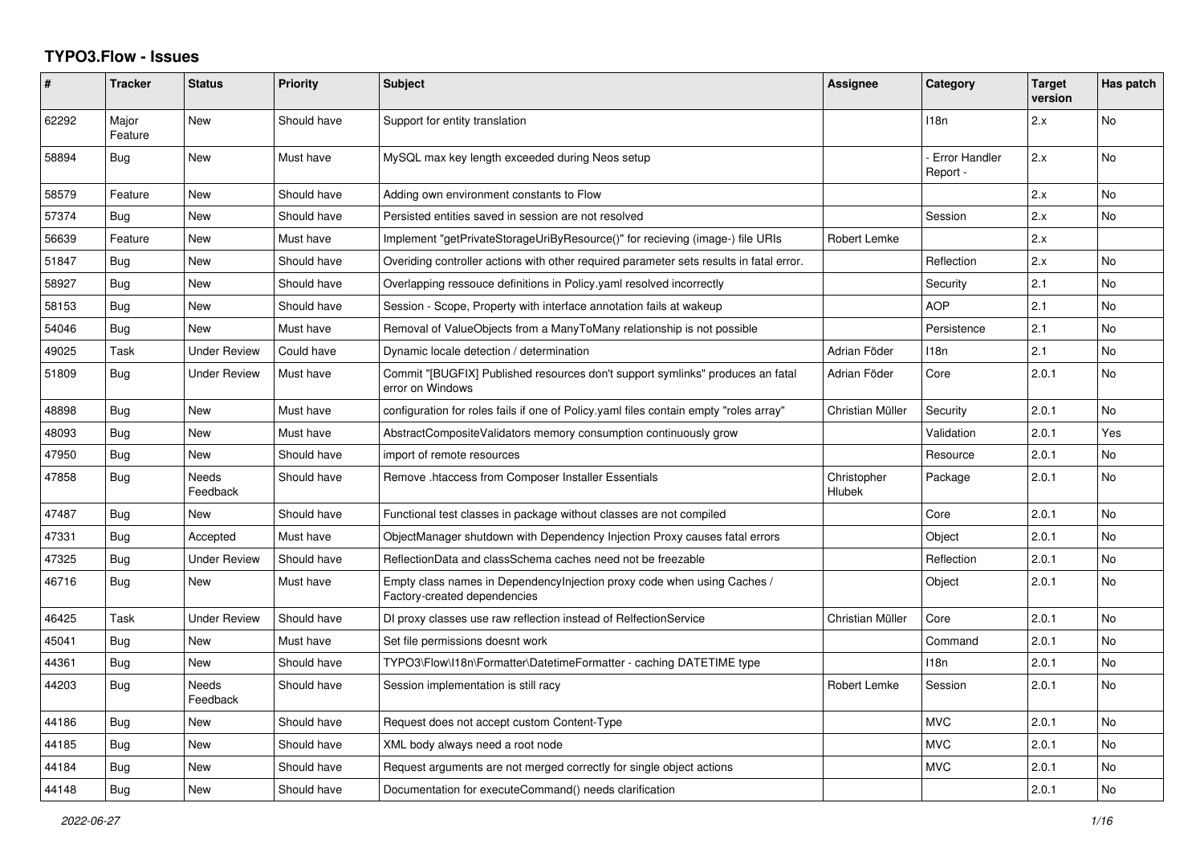# TYPO3.Flow - Issues

| # | Tracker | Status | Priority | Subject | Assignee | Category | Target version | Has patch |
|---|---|---|---|---|---|---|---|---|
| 62292 | Major Feature | New | Should have | Support for entity translation | | I18n | 2.x | No |
| 58894 | Bug | New | Must have | MySQL max key length exceeded during Neos setup | | - Error Handler Report - | 2.x | No |
| 58579 | Feature | New | Should have | Adding own environment constants to Flow | | | 2.x | No |
| 57374 | Bug | New | Should have | Persisted entities saved in session are not resolved | | Session | 2.x | No |
| 56639 | Feature | New | Must have | Implement "getPrivateStorageUriByResource()" for recieving (image-) file URIs | Robert Lemke | | 2.x | |
| 51847 | Bug | New | Should have | Overiding controller actions with other required parameter sets results in fatal error. | | Reflection | 2.x | No |
| 58927 | Bug | New | Should have | Overlapping ressouce definitions in Policy.yaml resolved incorrectly | | Security | 2.1 | No |
| 58153 | Bug | New | Should have | Session - Scope, Property with interface annotation fails at wakeup | | AOP | 2.1 | No |
| 54046 | Bug | New | Must have | Removal of ValueObjects from a ManyToMany relationship is not possible | | Persistence | 2.1 | No |
| 49025 | Task | Under Review | Could have | Dynamic locale detection / determination | Adrian Föder | I18n | 2.1 | No |
| 51809 | Bug | Under Review | Must have | Commit "[BUGFIX] Published resources don't support symlinks" produces an fatal error on Windows | Adrian Föder | Core | 2.0.1 | No |
| 48898 | Bug | New | Must have | configuration for roles fails if one of Policy.yaml files contain empty "roles array" | Christian Müller | Security | 2.0.1 | No |
| 48093 | Bug | New | Must have | AbstractCompositeValidators memory consumption continuously grow | | Validation | 2.0.1 | Yes |
| 47950 | Bug | New | Should have | import of remote resources | | Resource | 2.0.1 | No |
| 47858 | Bug | Needs Feedback | Should have | Remove .htaccess from Composer Installer Essentials | Christopher Hlubek | Package | 2.0.1 | No |
| 47487 | Bug | New | Should have | Functional test classes in package without classes are not compiled | | Core | 2.0.1 | No |
| 47331 | Bug | Accepted | Must have | ObjectManager shutdown with Dependency Injection Proxy causes fatal errors | | Object | 2.0.1 | No |
| 47325 | Bug | Under Review | Should have | ReflectionData and classSchema caches need not be freezable | | Reflection | 2.0.1 | No |
| 46716 | Bug | New | Must have | Empty class names in DependencyInjection proxy code when using Caches / Factory-created dependencies | | Object | 2.0.1 | No |
| 46425 | Task | Under Review | Should have | DI proxy classes use raw reflection instead of RelfectionService | Christian Müller | Core | 2.0.1 | No |
| 45041 | Bug | New | Must have | Set file permissions doesnt work | | Command | 2.0.1 | No |
| 44361 | Bug | New | Should have | TYPO3\Flow\I18n\Formatter\DatetimeFormatter - caching DATETIME type | | I18n | 2.0.1 | No |
| 44203 | Bug | Needs Feedback | Should have | Session implementation is still racy | Robert Lemke | Session | 2.0.1 | No |
| 44186 | Bug | New | Should have | Request does not accept custom Content-Type | | MVC | 2.0.1 | No |
| 44185 | Bug | New | Should have | XML body always need a root node | | MVC | 2.0.1 | No |
| 44184 | Bug | New | Should have | Request arguments are not merged correctly for single object actions | | MVC | 2.0.1 | No |
| 44148 | Bug | New | Should have | Documentation for executeCommand() needs clarification | | | 2.0.1 | No |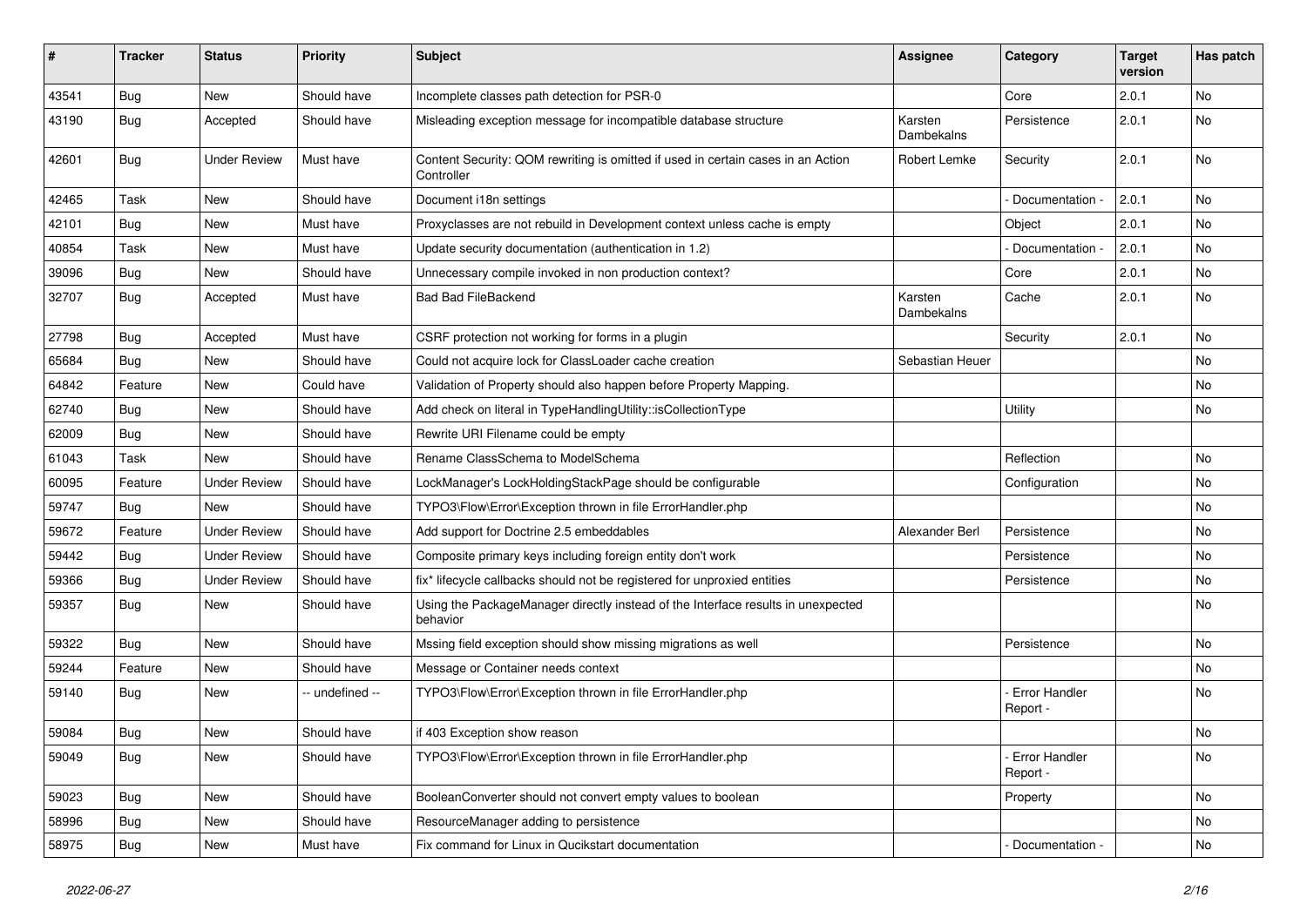| # | Tracker | Status | Priority | Subject | Assignee | Category | Target version | Has patch |
|---|---|---|---|---|---|---|---|---|
| 43541 | Bug | New | Should have | Incomplete classes path detection for PSR-0 | | Core | 2.0.1 | No |
| 43190 | Bug | Accepted | Should have | Misleading exception message for incompatible database structure | Karsten Dambekalns | Persistence | 2.0.1 | No |
| 42601 | Bug | Under Review | Must have | Content Security: QOM rewriting is omitted if used in certain cases in an Action Controller | Robert Lemke | Security | 2.0.1 | No |
| 42465 | Task | New | Should have | Document i18n settings | | - Documentation - | 2.0.1 | No |
| 42101 | Bug | New | Must have | Proxyclasses are not rebuild in Development context unless cache is empty | | Object | 2.0.1 | No |
| 40854 | Task | New | Must have | Update security documentation (authentication in 1.2) | | - Documentation - | 2.0.1 | No |
| 39096 | Bug | New | Should have | Unnecessary compile invoked in non production context? | | Core | 2.0.1 | No |
| 32707 | Bug | Accepted | Must have | Bad Bad FileBackend | Karsten Dambekalns | Cache | 2.0.1 | No |
| 27798 | Bug | Accepted | Must have | CSRF protection not working for forms in a plugin | | Security | 2.0.1 | No |
| 65684 | Bug | New | Should have | Could not acquire lock for ClassLoader cache creation | Sebastian Heuer | | | No |
| 64842 | Feature | New | Could have | Validation of Property should also happen before Property Mapping. | | | | No |
| 62740 | Bug | New | Should have | Add check on literal in TypeHandlingUtility::isCollectionType | | Utility | | No |
| 62009 | Bug | New | Should have | Rewrite URI Filename could be empty | | | | |
| 61043 | Task | New | Should have | Rename ClassSchema to ModelSchema | | Reflection | | No |
| 60095 | Feature | Under Review | Should have | LockManager's LockHoldingStackPage should be configurable | | Configuration | | No |
| 59747 | Bug | New | Should have | TYPO3\Flow\Error\Exception thrown in file ErrorHandler.php | | | | No |
| 59672 | Feature | Under Review | Should have | Add support for Doctrine 2.5 embeddables | Alexander Berl | Persistence | | No |
| 59442 | Bug | Under Review | Should have | Composite primary keys including foreign entity don't work | | Persistence | | No |
| 59366 | Bug | Under Review | Should have | fix* lifecycle callbacks should not be registered for unproxied entities | | Persistence | | No |
| 59357 | Bug | New | Should have | Using the PackageManager directly instead of the Interface results in unexpected behavior | | | | No |
| 59322 | Bug | New | Should have | Mssing field exception should show missing migrations as well | | Persistence | | No |
| 59244 | Feature | New | Should have | Message or Container needs context | | | | No |
| 59140 | Bug | New | -- undefined -- | TYPO3\Flow\Error\Exception thrown in file ErrorHandler.php | | - Error Handler Report - | | No |
| 59084 | Bug | New | Should have | if 403 Exception show reason | | | | No |
| 59049 | Bug | New | Should have | TYPO3\Flow\Error\Exception thrown in file ErrorHandler.php | | - Error Handler Report - | | No |
| 59023 | Bug | New | Should have | BooleanConverter should not convert empty values to boolean | | Property | | No |
| 58996 | Bug | New | Should have | ResourceManager adding to persistence | | | | No |
| 58975 | Bug | New | Must have | Fix command for Linux in Qucikstart documentation | | - Documentation - | | No |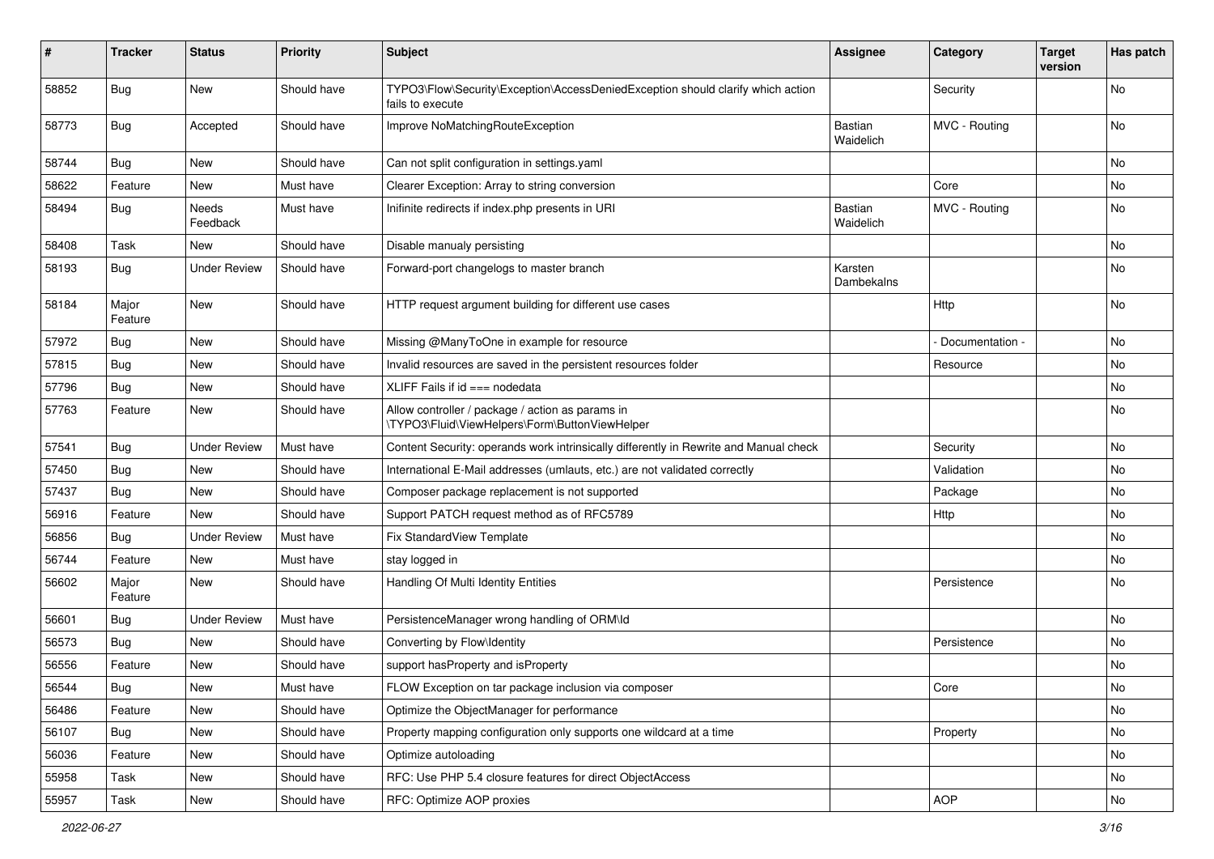| # | Tracker | Status | Priority | Subject | Assignee | Category | Target version | Has patch |
|---|---|---|---|---|---|---|---|---|
| 58852 | Bug | New | Should have | TYPO3\Flow\Security\Exception\AccessDeniedException should clarify which action fails to execute | | Security | | No |
| 58773 | Bug | Accepted | Should have | Improve NoMatchingRouteException | Bastian Waidelich | MVC - Routing | | No |
| 58744 | Bug | New | Should have | Can not split configuration in settings.yaml | | | | No |
| 58622 | Feature | New | Must have | Clearer Exception: Array to string conversion | | Core | | No |
| 58494 | Bug | Needs Feedback | Must have | Inifinite redirects if index.php presents in URI | Bastian Waidelich | MVC - Routing | | No |
| 58408 | Task | New | Should have | Disable manualy persisting | | | | No |
| 58193 | Bug | Under Review | Should have | Forward-port changelogs to master branch | Karsten Dambekalns | | | No |
| 58184 | Major Feature | New | Should have | HTTP request argument building for different use cases | | Http | | No |
| 57972 | Bug | New | Should have | Missing @ManyToOne in example for resource | | - Documentation - | | No |
| 57815 | Bug | New | Should have | Invalid resources are saved in the persistent resources folder | | Resource | | No |
| 57796 | Bug | New | Should have | XLIFF Fails if id === nodedata | | | | No |
| 57763 | Feature | New | Should have | Allow controller / package / action as params in \TYPO3\Fluid\ViewHelpers\Form\ButtonViewHelper | | | | No |
| 57541 | Bug | Under Review | Must have | Content Security: operands work intrinsically differently in Rewrite and Manual check | | Security | | No |
| 57450 | Bug | New | Should have | International E-Mail addresses (umlauts, etc.) are not validated correctly | | Validation | | No |
| 57437 | Bug | New | Should have | Composer package replacement is not supported | | Package | | No |
| 56916 | Feature | New | Should have | Support PATCH request method as of RFC5789 | | Http | | No |
| 56856 | Bug | Under Review | Must have | Fix StandardView Template | | | | No |
| 56744 | Feature | New | Must have | stay logged in | | | | No |
| 56602 | Major Feature | New | Should have | Handling Of Multi Identity Entities | | Persistence | | No |
| 56601 | Bug | Under Review | Must have | PersistenceManager wrong handling of ORM\Id | | | | No |
| 56573 | Bug | New | Should have | Converting by Flow\Identity | | Persistence | | No |
| 56556 | Feature | New | Should have | support hasProperty and isProperty | | | | No |
| 56544 | Bug | New | Must have | FLOW Exception on tar package inclusion via composer | | Core | | No |
| 56486 | Feature | New | Should have | Optimize the ObjectManager for performance | | | | No |
| 56107 | Bug | New | Should have | Property mapping configuration only supports one wildcard at a time | | Property | | No |
| 56036 | Feature | New | Should have | Optimize autoloading | | | | No |
| 55958 | Task | New | Should have | RFC: Use PHP 5.4 closure features for direct ObjectAccess | | | | No |
| 55957 | Task | New | Should have | RFC: Optimize AOP proxies | | AOP | | No |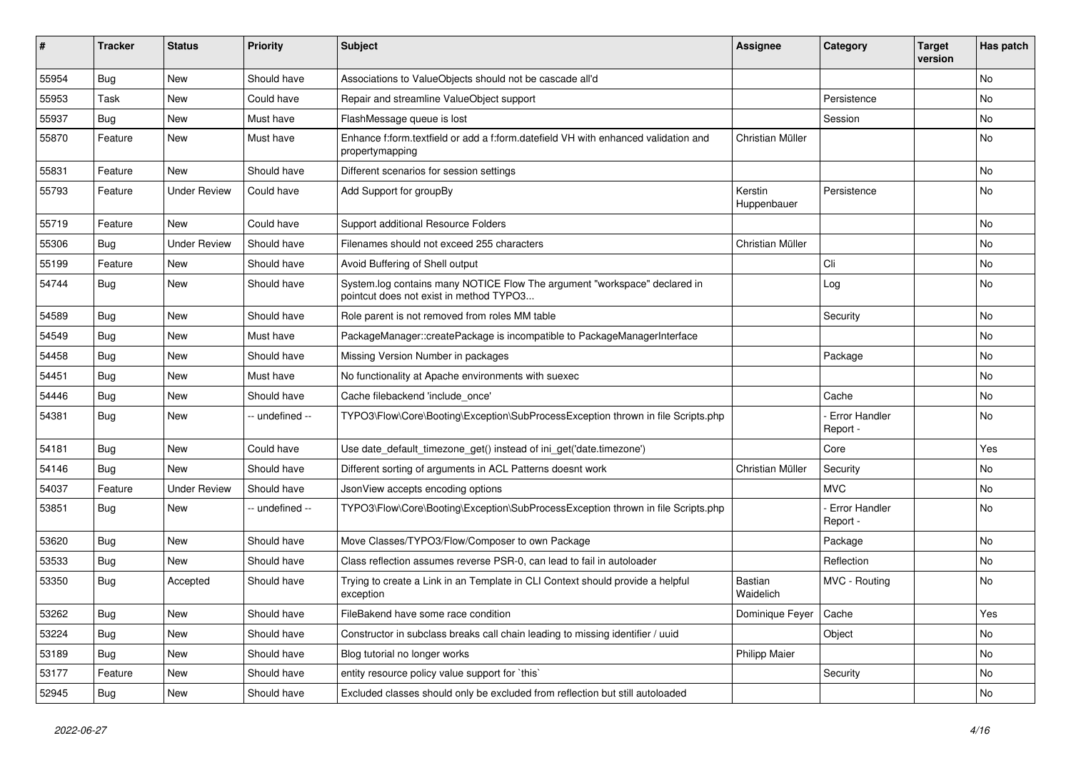| # | Tracker | Status | Priority | Subject | Assignee | Category | Target version | Has patch |
|---|---|---|---|---|---|---|---|---|
| 55954 | Bug | New | Should have | Associations to ValueObjects should not be cascade all'd | | | | No |
| 55953 | Task | New | Could have | Repair and streamline ValueObject support | | Persistence | | No |
| 55937 | Bug | New | Must have | FlashMessage queue is lost | | Session | | No |
| 55870 | Feature | New | Must have | Enhance f:form.textfield or add a f:form.datefield VH with enhanced validation and propertymapping | Christian Müller | | | No |
| 55831 | Feature | New | Should have | Different scenarios for session settings | | | | No |
| 55793 | Feature | Under Review | Could have | Add Support for groupBy | Kerstin Huppenbauer | Persistence | | No |
| 55719 | Feature | New | Could have | Support additional Resource Folders | | | | No |
| 55306 | Bug | Under Review | Should have | Filenames should not exceed 255 characters | Christian Müller | | | No |
| 55199 | Feature | New | Should have | Avoid Buffering of Shell output | | Cli | | No |
| 54744 | Bug | New | Should have | System.log contains many NOTICE Flow The argument "workspace" declared in pointcut does not exist in method TYPO3... | | Log | | No |
| 54589 | Bug | New | Should have | Role parent is not removed from roles MM table | | Security | | No |
| 54549 | Bug | New | Must have | PackageManager::createPackage is incompatible to PackageManagerInterface | | | | No |
| 54458 | Bug | New | Should have | Missing Version Number in packages | | Package | | No |
| 54451 | Bug | New | Must have | No functionality at Apache environments with suexec | | | | No |
| 54446 | Bug | New | Should have | Cache filebackend 'include_once' | | Cache | | No |
| 54381 | Bug | New | -- undefined -- | TYPO3\Flow\Core\Booting\Exception\SubProcessException thrown in file Scripts.php | | - Error Handler Report - | | No |
| 54181 | Bug | New | Could have | Use date_default_timezone_get() instead of ini_get('date.timezone') | | Core | | Yes |
| 54146 | Bug | New | Should have | Different sorting of arguments in ACL Patterns doesnt work | Christian Müller | Security | | No |
| 54037 | Feature | Under Review | Should have | JsonView accepts encoding options | | MVC | | No |
| 53851 | Bug | New | -- undefined -- | TYPO3\Flow\Core\Booting\Exception\SubProcessException thrown in file Scripts.php | | - Error Handler Report - | | No |
| 53620 | Bug | New | Should have | Move Classes/TYPO3/Flow/Composer to own Package | | Package | | No |
| 53533 | Bug | New | Should have | Class reflection assumes reverse PSR-0, can lead to fail in autoloader | | Reflection | | No |
| 53350 | Bug | Accepted | Should have | Trying to create a Link in an Template in CLI Context should provide a helpful exception | Bastian Waidelich | MVC - Routing | | No |
| 53262 | Bug | New | Should have | FileBakend have some race condition | Dominique Feyer | Cache | | Yes |
| 53224 | Bug | New | Should have | Constructor in subclass breaks call chain leading to missing identifier / uuid | | Object | | No |
| 53189 | Bug | New | Should have | Blog tutorial no longer works | Philipp Maier | | | No |
| 53177 | Feature | New | Should have | entity resource policy value support for `this` | | Security | | No |
| 52945 | Bug | New | Should have | Excluded classes should only be excluded from reflection but still autoloaded | | | | No |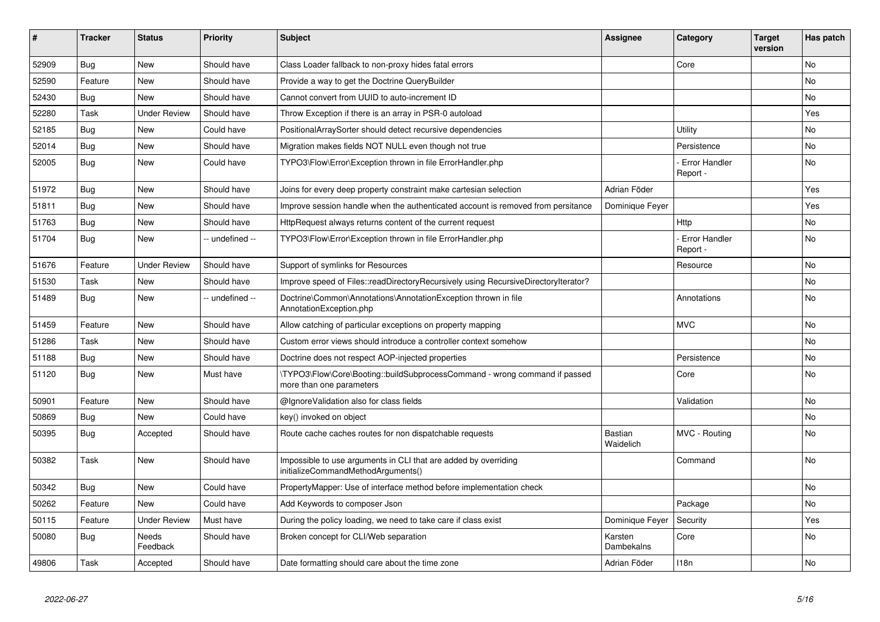| # | Tracker | Status | Priority | Subject | Assignee | Category | Target version | Has patch |
|---|---|---|---|---|---|---|---|---|
| 52909 | Bug | New | Should have | Class Loader fallback to non-proxy hides fatal errors | | Core | | No |
| 52590 | Feature | New | Should have | Provide a way to get the Doctrine QueryBuilder | | | | No |
| 52430 | Bug | New | Should have | Cannot convert from UUID to auto-increment ID | | | | No |
| 52280 | Task | Under Review | Should have | Throw Exception if there is an array in PSR-0 autoload | | | | Yes |
| 52185 | Bug | New | Could have | PositionalArraySorter should detect recursive dependencies | | Utility | | No |
| 52014 | Bug | New | Should have | Migration makes fields NOT NULL even though not true | | Persistence | | No |
| 52005 | Bug | New | Could have | TYPO3\Flow\Error\Exception thrown in file ErrorHandler.php | | - Error Handler Report - | | No |
| 51972 | Bug | New | Should have | Joins for every deep property constraint make cartesian selection | Adrian Föder | | | Yes |
| 51811 | Bug | New | Should have | Improve session handle when the authenticated account is removed from persitance | Dominique Feyer | | | Yes |
| 51763 | Bug | New | Should have | HttpRequest always returns content of the current request | | Http | | No |
| 51704 | Bug | New | -- undefined -- | TYPO3\Flow\Error\Exception thrown in file ErrorHandler.php | | - Error Handler Report - | | No |
| 51676 | Feature | Under Review | Should have | Support of symlinks for Resources | | Resource | | No |
| 51530 | Task | New | Should have | Improve speed of Files::readDirectoryRecursively using RecursiveDirectoryIterator? | | | | No |
| 51489 | Bug | New | -- undefined -- | Doctrine\Common\Annotations\AnnotationException thrown in file AnnotationException.php | | Annotations | | No |
| 51459 | Feature | New | Should have | Allow catching of particular exceptions on property mapping | | MVC | | No |
| 51286 | Task | New | Should have | Custom error views should introduce a controller context somehow | | | | No |
| 51188 | Bug | New | Should have | Doctrine does not respect AOP-injected properties | | Persistence | | No |
| 51120 | Bug | New | Must have | \TYPO3\Flow\Core\Booting::buildSubprocessCommand - wrong command if passed more than one parameters | | Core | | No |
| 50901 | Feature | New | Should have | @IgnoreValidation also for class fields | | Validation | | No |
| 50869 | Bug | New | Could have | key() invoked on object | | | | No |
| 50395 | Bug | Accepted | Should have | Route cache caches routes for non dispatchable requests | Bastian Waidelich | MVC - Routing | | No |
| 50382 | Task | New | Should have | Impossible to use arguments in CLI that are added by overriding initializeCommandMethodArguments() | | Command | | No |
| 50342 | Bug | New | Could have | PropertyMapper: Use of interface method before implementation check | | | | No |
| 50262 | Feature | New | Could have | Add Keywords to composer Json | | Package | | No |
| 50115 | Feature | Under Review | Must have | During the policy loading, we need to take care if class exist | Dominique Feyer | Security | | Yes |
| 50080 | Bug | Needs Feedback | Should have | Broken concept for CLI/Web separation | Karsten Dambekalns | Core | | No |
| 49806 | Task | Accepted | Should have | Date formatting should care about the time zone | Adrian Föder | I18n | | No |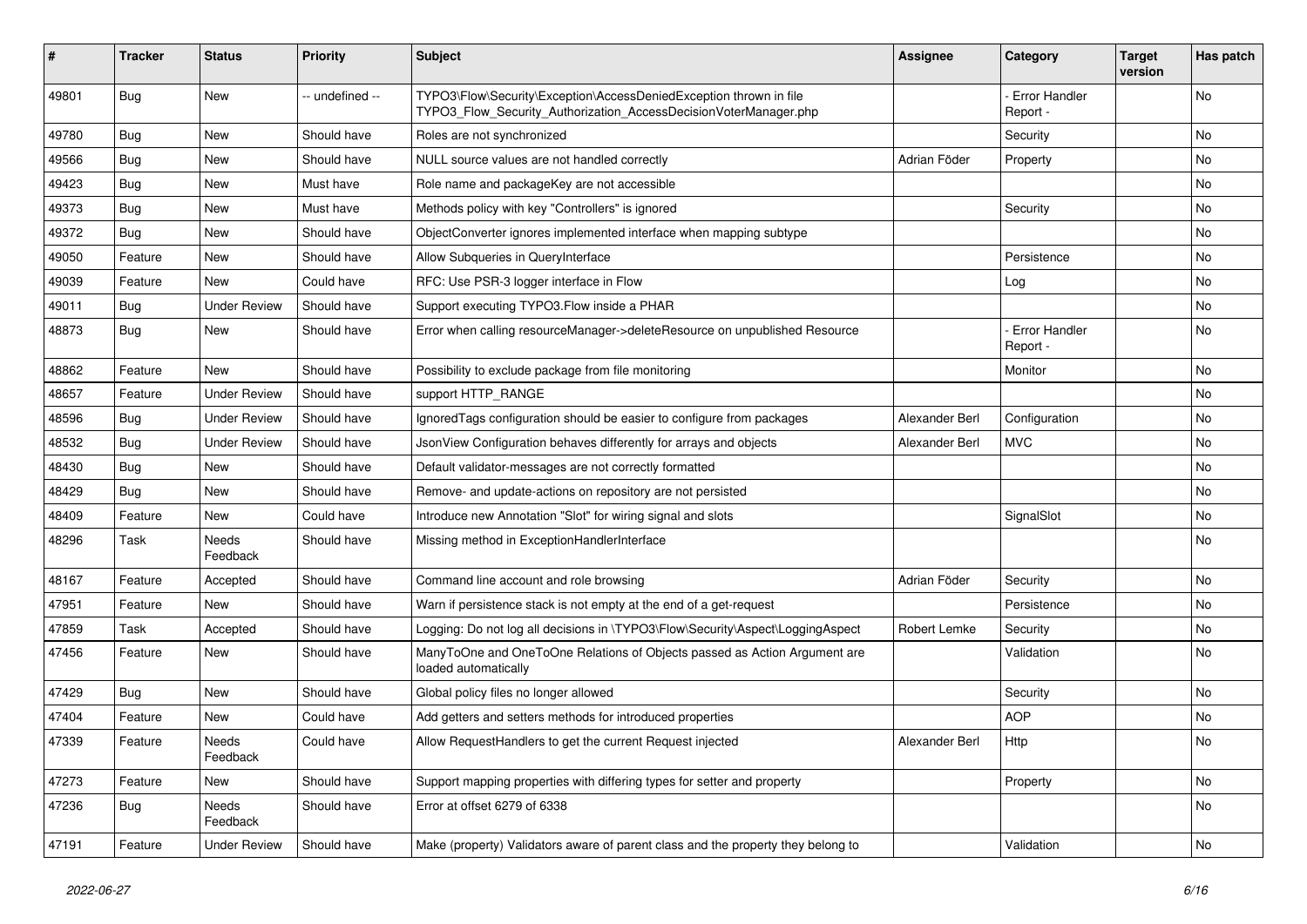| # | Tracker | Status | Priority | Subject | Assignee | Category | Target version | Has patch |
|---|---|---|---|---|---|---|---|---|
| 49801 | Bug | New | -- undefined -- | TYPO3\Flow\Security\Exception\AccessDeniedException thrown in file TYPO3_Flow_Security_Authorization_AccessDecisionVoterManager.php | | - Error Handler Report - | | No |
| 49780 | Bug | New | Should have | Roles are not synchronized | | Security | | No |
| 49566 | Bug | New | Should have | NULL source values are not handled correctly | Adrian Föder | Property | | No |
| 49423 | Bug | New | Must have | Role name and packageKey are not accessible | | | | No |
| 49373 | Bug | New | Must have | Methods policy with key "Controllers" is ignored | | Security | | No |
| 49372 | Bug | New | Should have | ObjectConverter ignores implemented interface when mapping subtype | | | | No |
| 49050 | Feature | New | Should have | Allow Subqueries in QueryInterface | | Persistence | | No |
| 49039 | Feature | New | Could have | RFC: Use PSR-3 logger interface in Flow | | Log | | No |
| 49011 | Bug | Under Review | Should have | Support executing TYPO3.Flow inside a PHAR | | | | No |
| 48873 | Bug | New | Should have | Error when calling resourceManager->deleteResource on unpublished Resource | | - Error Handler Report - | | No |
| 48862 | Feature | New | Should have | Possibility to exclude package from file monitoring | | Monitor | | No |
| 48657 | Feature | Under Review | Should have | support HTTP_RANGE | | | | No |
| 48596 | Bug | Under Review | Should have | IgnoredTags configuration should be easier to configure from packages | Alexander Berl | Configuration | | No |
| 48532 | Bug | Under Review | Should have | JsonView Configuration behaves differently for arrays and objects | Alexander Berl | MVC | | No |
| 48430 | Bug | New | Should have | Default validator-messages are not correctly formatted | | | | No |
| 48429 | Bug | New | Should have | Remove- and update-actions on repository are not persisted | | | | No |
| 48409 | Feature | New | Could have | Introduce new Annotation "Slot" for wiring signal and slots | | SignalSlot | | No |
| 48296 | Task | Needs Feedback | Should have | Missing method in ExceptionHandlerInterface | | | | No |
| 48167 | Feature | Accepted | Should have | Command line account and role browsing | Adrian Föder | Security | | No |
| 47951 | Feature | New | Should have | Warn if persistence stack is not empty at the end of a get-request | | Persistence | | No |
| 47859 | Task | Accepted | Should have | Logging: Do not log all decisions in \TYPO3\Flow\Security\Aspect\LoggingAspect | Robert Lemke | Security | | No |
| 47456 | Feature | New | Should have | ManyToOne and OneToOne Relations of Objects passed as Action Argument are loaded automatically | | Validation | | No |
| 47429 | Bug | New | Should have | Global policy files no longer allowed | | Security | | No |
| 47404 | Feature | New | Could have | Add getters and setters methods for introduced properties | | AOP | | No |
| 47339 | Feature | Needs Feedback | Could have | Allow RequestHandlers to get the current Request injected | Alexander Berl | Http | | No |
| 47273 | Feature | New | Should have | Support mapping properties with differing types for setter and property | | Property | | No |
| 47236 | Bug | Needs Feedback | Should have | Error at offset 6279 of 6338 | | | | No |
| 47191 | Feature | Under Review | Should have | Make (property) Validators aware of parent class and the property they belong to | | Validation | | No |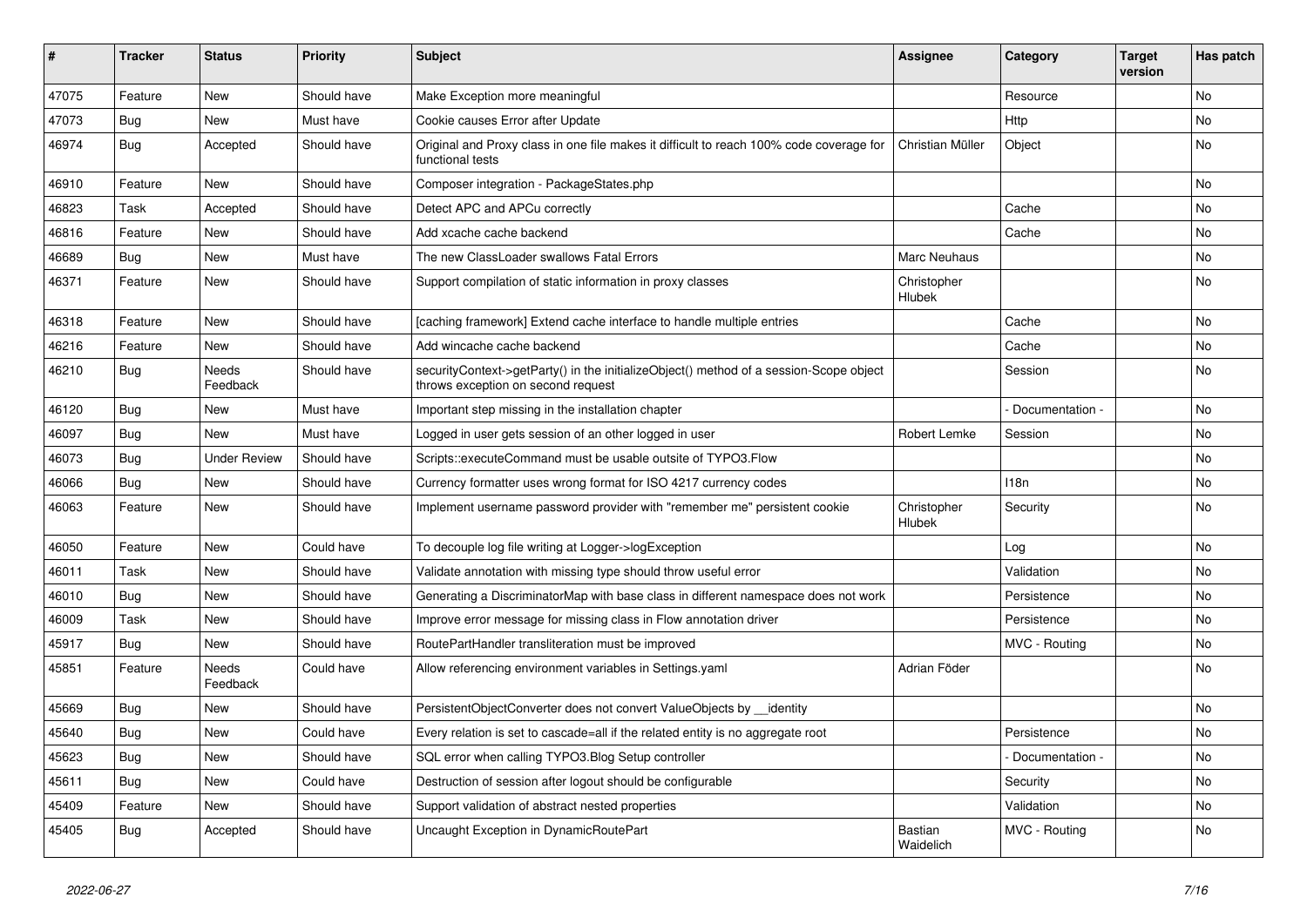| # | Tracker | Status | Priority | Subject | Assignee | Category | Target version | Has patch |
|---|---|---|---|---|---|---|---|---|
| 47075 | Feature | New | Should have | Make Exception more meaningful | | Resource | | No |
| 47073 | Bug | New | Must have | Cookie causes Error after Update | | Http | | No |
| 46974 | Bug | Accepted | Should have | Original and Proxy class in one file makes it difficult to reach 100% code coverage for functional tests | Christian Müller | Object | | No |
| 46910 | Feature | New | Should have | Composer integration - PackageStates.php | | | | No |
| 46823 | Task | Accepted | Should have | Detect APC and APCu correctly | | Cache | | No |
| 46816 | Feature | New | Should have | Add xcache cache backend | | Cache | | No |
| 46689 | Bug | New | Must have | The new ClassLoader swallows Fatal Errors | Marc Neuhaus | | | No |
| 46371 | Feature | New | Should have | Support compilation of static information in proxy classes | Christopher Hlubek | | | No |
| 46318 | Feature | New | Should have | [caching framework] Extend cache interface to handle multiple entries | | Cache | | No |
| 46216 | Feature | New | Should have | Add wincache cache backend | | Cache | | No |
| 46210 | Bug | Needs Feedback | Should have | securityContext->getParty() in the initializeObject() method of a session-Scope object throws exception on second request | | Session | | No |
| 46120 | Bug | New | Must have | Important step missing in the installation chapter | | - Documentation - | | No |
| 46097 | Bug | New | Must have | Logged in user gets session of an other logged in user | Robert Lemke | Session | | No |
| 46073 | Bug | Under Review | Should have | Scripts::executeCommand must be usable outsite of TYPO3.Flow | | | | No |
| 46066 | Bug | New | Should have | Currency formatter uses wrong format for ISO 4217 currency codes | | I18n | | No |
| 46063 | Feature | New | Should have | Implement username password provider with "remember me" persistent cookie | Christopher Hlubek | Security | | No |
| 46050 | Feature | New | Could have | To decouple log file writing at Logger->logException | | Log | | No |
| 46011 | Task | New | Should have | Validate annotation with missing type should throw useful error | | Validation | | No |
| 46010 | Bug | New | Should have | Generating a DiscriminatorMap with base class in different namespace does not work | | Persistence | | No |
| 46009 | Task | New | Should have | Improve error message for missing class in Flow annotation driver | | Persistence | | No |
| 45917 | Bug | New | Should have | RoutePartHandler transliteration must be improved | | MVC - Routing | | No |
| 45851 | Feature | Needs Feedback | Could have | Allow referencing environment variables in Settings.yaml | Adrian Föder | | | No |
| 45669 | Bug | New | Should have | PersistentObjectConverter does not convert ValueObjects by __identity | | | | No |
| 45640 | Bug | New | Could have | Every relation is set to cascade=all if the related entity is no aggregate root | | Persistence | | No |
| 45623 | Bug | New | Should have | SQL error when calling TYPO3.Blog Setup controller | | - Documentation - | | No |
| 45611 | Bug | New | Could have | Destruction of session after logout should be configurable | | Security | | No |
| 45409 | Feature | New | Should have | Support validation of abstract nested properties | | Validation | | No |
| 45405 | Bug | Accepted | Should have | Uncaught Exception in DynamicRoutePart | Bastian Waidelich | MVC - Routing | | No |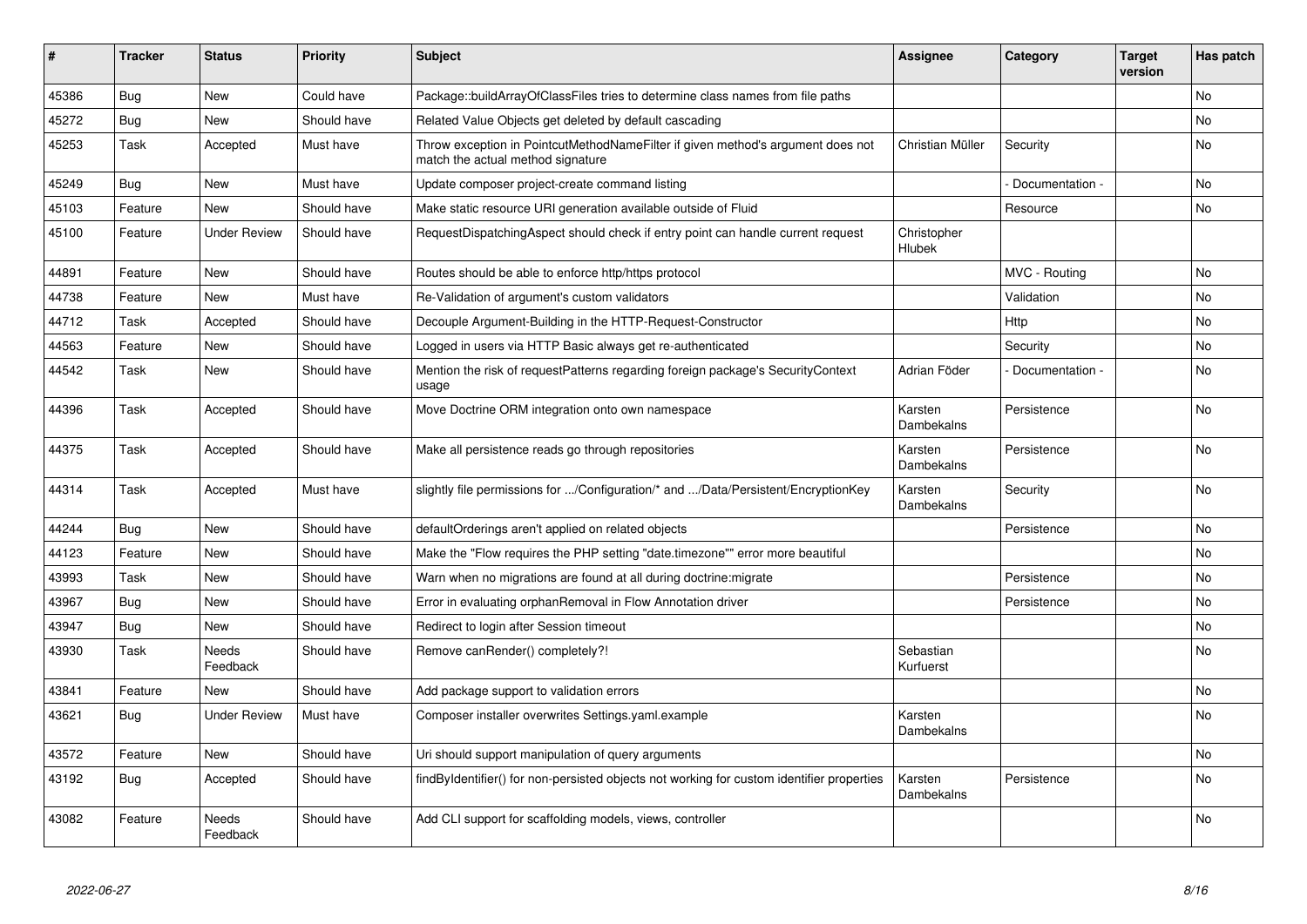| # | Tracker | Status | Priority | Subject | Assignee | Category | Target version | Has patch |
|---|---|---|---|---|---|---|---|---|
| 45386 | Bug | New | Could have | Package::buildArrayOfClassFiles tries to determine class names from file paths | | | | No |
| 45272 | Bug | New | Should have | Related Value Objects get deleted by default cascading | | | | No |
| 45253 | Task | Accepted | Must have | Throw exception in PointcutMethodNameFilter if given method's argument does not match the actual method signature | Christian Müller | Security | | No |
| 45249 | Bug | New | Must have | Update composer project-create command listing | | - Documentation - | | No |
| 45103 | Feature | New | Should have | Make static resource URI generation available outside of Fluid | | Resource | | No |
| 45100 | Feature | Under Review | Should have | RequestDispatchingAspect should check if entry point can handle current request | Christopher Hlubek | | | |
| 44891 | Feature | New | Should have | Routes should be able to enforce http/https protocol | | MVC - Routing | | No |
| 44738 | Feature | New | Must have | Re-Validation of argument's custom validators | | Validation | | No |
| 44712 | Task | Accepted | Should have | Decouple Argument-Building in the HTTP-Request-Constructor | | Http | | No |
| 44563 | Feature | New | Should have | Logged in users via HTTP Basic always get re-authenticated | | Security | | No |
| 44542 | Task | New | Should have | Mention the risk of requestPatterns regarding foreign package's SecurityContext usage | Adrian Föder | - Documentation - | | No |
| 44396 | Task | Accepted | Should have | Move Doctrine ORM integration onto own namespace | Karsten Dambekalns | Persistence | | No |
| 44375 | Task | Accepted | Should have | Make all persistence reads go through repositories | Karsten Dambekalns | Persistence | | No |
| 44314 | Task | Accepted | Must have | slightly file permissions for .../Configuration/* and .../Data/Persistent/EncryptionKey | Karsten Dambekalns | Security | | No |
| 44244 | Bug | New | Should have | defaultOrderings aren't applied on related objects | | Persistence | | No |
| 44123 | Feature | New | Should have | Make the "Flow requires the PHP setting "date.timezone"" error more beautiful | | | | No |
| 43993 | Task | New | Should have | Warn when no migrations are found at all during doctrine:migrate | | Persistence | | No |
| 43967 | Bug | New | Should have | Error in evaluating orphanRemoval in Flow Annotation driver | | Persistence | | No |
| 43947 | Bug | New | Should have | Redirect to login after Session timeout | | | | No |
| 43930 | Task | Needs Feedback | Should have | Remove canRender() completely?! | Sebastian Kurfuerst | | | No |
| 43841 | Feature | New | Should have | Add package support to validation errors | | | | No |
| 43621 | Bug | Under Review | Must have | Composer installer overwrites Settings.yaml.example | Karsten Dambekalns | | | No |
| 43572 | Feature | New | Should have | Uri should support manipulation of query arguments | | | | No |
| 43192 | Bug | Accepted | Should have | findByIdentifier() for non-persisted objects not working for custom identifier properties | Karsten Dambekalns | Persistence | | No |
| 43082 | Feature | Needs Feedback | Should have | Add CLI support for scaffolding models, views, controller | | | | No |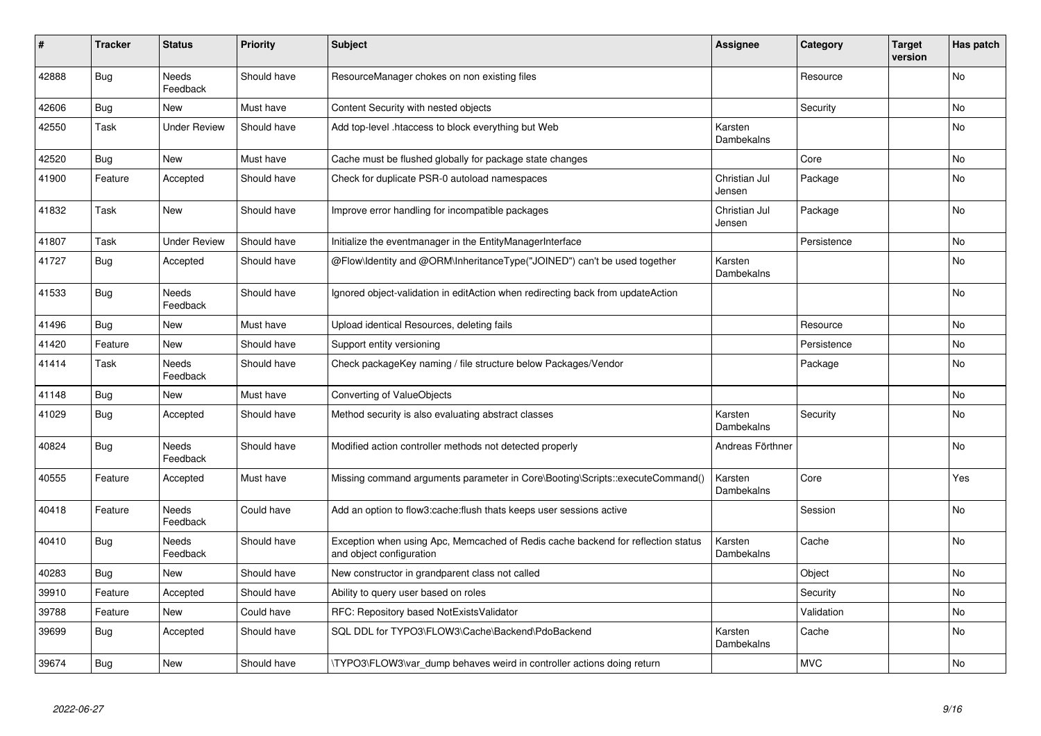| # | Tracker | Status | Priority | Subject | Assignee | Category | Target version | Has patch |
|---|---|---|---|---|---|---|---|---|
| 42888 | Bug | Needs Feedback | Should have | ResourceManager chokes on non existing files | | Resource | | No |
| 42606 | Bug | New | Must have | Content Security with nested objects | | Security | | No |
| 42550 | Task | Under Review | Should have | Add top-level .htaccess to block everything but Web | Karsten Dambekalns | | | No |
| 42520 | Bug | New | Must have | Cache must be flushed globally for package state changes | | Core | | No |
| 41900 | Feature | Accepted | Should have | Check for duplicate PSR-0 autoload namespaces | Christian Jul Jensen | Package | | No |
| 41832 | Task | New | Should have | Improve error handling for incompatible packages | Christian Jul Jensen | Package | | No |
| 41807 | Task | Under Review | Should have | Initialize the eventmanager in the EntityManagerInterface | | Persistence | | No |
| 41727 | Bug | Accepted | Should have | @Flow\Identity and @ORM\InheritanceType("JOINED") can't be used together | Karsten Dambekalns | | | No |
| 41533 | Bug | Needs Feedback | Should have | Ignored object-validation in editAction when redirecting back from updateAction | | | | No |
| 41496 | Bug | New | Must have | Upload identical Resources, deleting fails | | Resource | | No |
| 41420 | Feature | New | Should have | Support entity versioning | | Persistence | | No |
| 41414 | Task | Needs Feedback | Should have | Check packageKey naming / file structure below Packages/Vendor | | Package | | No |
| 41148 | Bug | New | Must have | Converting of ValueObjects | | | | No |
| 41029 | Bug | Accepted | Should have | Method security is also evaluating abstract classes | Karsten Dambekalns | Security | | No |
| 40824 | Bug | Needs Feedback | Should have | Modified action controller methods not detected properly | Andreas Förthner | | | No |
| 40555 | Feature | Accepted | Must have | Missing command arguments parameter in Core\Booting\Scripts::executeCommand() | Karsten Dambekalns | Core | | Yes |
| 40418 | Feature | Needs Feedback | Could have | Add an option to flow3:cache:flush thats keeps user sessions active | | Session | | No |
| 40410 | Bug | Needs Feedback | Should have | Exception when using Apc, Memcached of Redis cache backend for reflection status and object configuration | Karsten Dambekalns | Cache | | No |
| 40283 | Bug | New | Should have | New constructor in grandparent class not called | | Object | | No |
| 39910 | Feature | Accepted | Should have | Ability to query user based on roles | | Security | | No |
| 39788 | Feature | New | Could have | RFC: Repository based NotExistsValidator | | Validation | | No |
| 39699 | Bug | Accepted | Should have | SQL DDL for TYPO3\FLOW3\Cache\Backend\PdoBackend | Karsten Dambekalns | Cache | | No |
| 39674 | Bug | New | Should have | \TYPO3\FLOW3\var_dump behaves weird in controller actions doing return | | MVC | | No |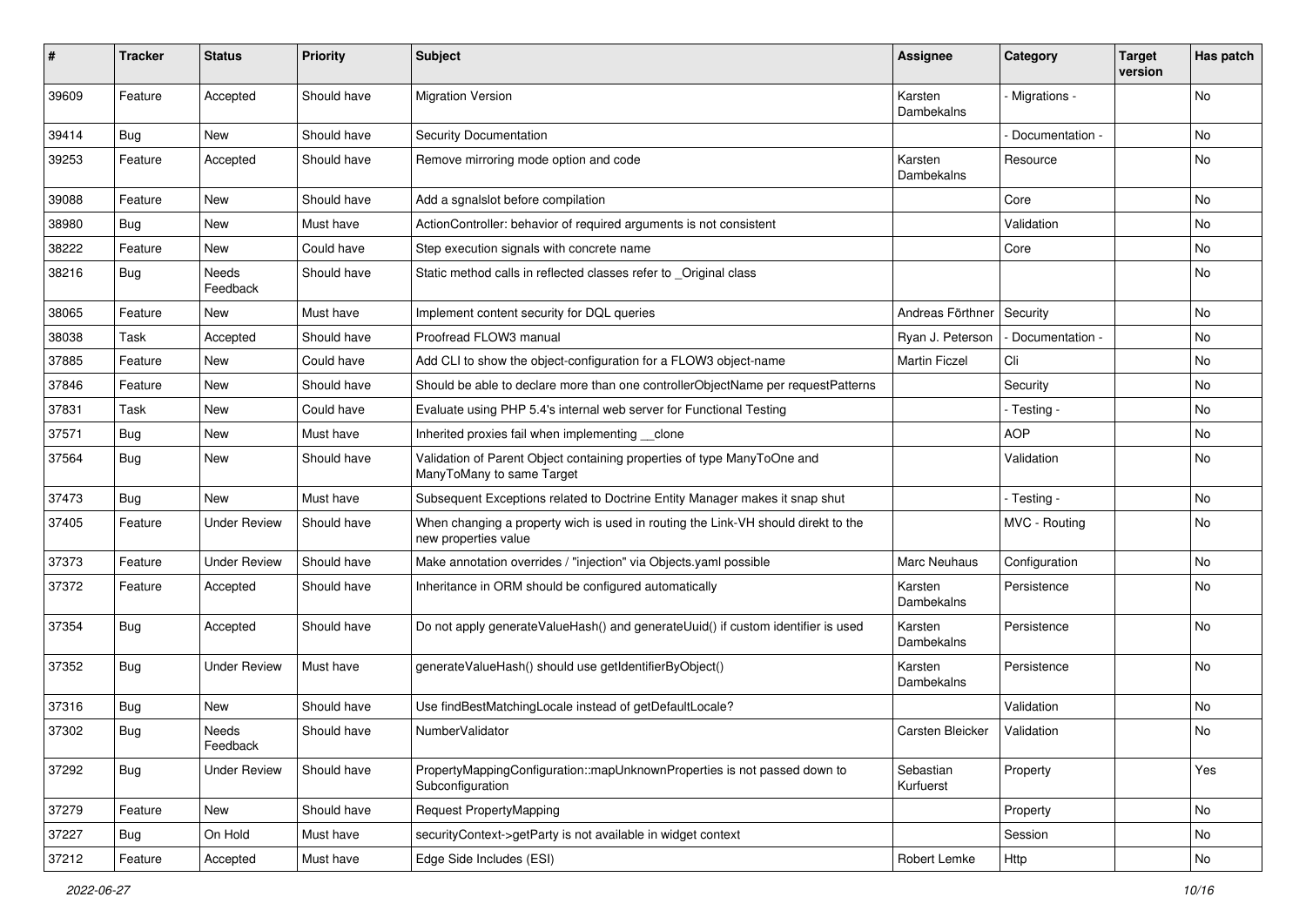| # | Tracker | Status | Priority | Subject | Assignee | Category | Target version | Has patch |
|---|---|---|---|---|---|---|---|---|
| 39609 | Feature | Accepted | Should have | Migration Version | Karsten Dambekalns | - Migrations - | | No |
| 39414 | Bug | New | Should have | Security Documentation | | - Documentation - | | No |
| 39253 | Feature | Accepted | Should have | Remove mirroring mode option and code | Karsten Dambekalns | Resource | | No |
| 39088 | Feature | New | Should have | Add a sgnalslot before compilation | | Core | | No |
| 38980 | Bug | New | Must have | ActionController: behavior of required arguments is not consistent | | Validation | | No |
| 38222 | Feature | New | Could have | Step execution signals with concrete name | | Core | | No |
| 38216 | Bug | Needs Feedback | Should have | Static method calls in reflected classes refer to _Original class | | | | No |
| 38065 | Feature | New | Must have | Implement content security for DQL queries | Andreas Förthner | Security | | No |
| 38038 | Task | Accepted | Should have | Proofread FLOW3 manual | Ryan J. Peterson | - Documentation - | | No |
| 37885 | Feature | New | Could have | Add CLI to show the object-configuration for a FLOW3 object-name | Martin Ficzel | Cli | | No |
| 37846 | Feature | New | Should have | Should be able to declare more than one controllerObjectName per requestPatterns | | Security | | No |
| 37831 | Task | New | Could have | Evaluate using PHP 5.4's internal web server for Functional Testing | | - Testing - | | No |
| 37571 | Bug | New | Must have | Inherited proxies fail when implementing __clone | | AOP | | No |
| 37564 | Bug | New | Should have | Validation of Parent Object containing properties of type ManyToOne and ManyToMany to same Target | | Validation | | No |
| 37473 | Bug | New | Must have | Subsequent Exceptions related to Doctrine Entity Manager makes it snap shut | | - Testing - | | No |
| 37405 | Feature | Under Review | Should have | When changing a property wich is used in routing the Link-VH should direkt to the new properties value | | MVC - Routing | | No |
| 37373 | Feature | Under Review | Should have | Make annotation overrides / "injection" via Objects.yaml possible | Marc Neuhaus | Configuration | | No |
| 37372 | Feature | Accepted | Should have | Inheritance in ORM should be configured automatically | Karsten Dambekalns | Persistence | | No |
| 37354 | Bug | Accepted | Should have | Do not apply generateValueHash() and generateUuid() if custom identifier is used | Karsten Dambekalns | Persistence | | No |
| 37352 | Bug | Under Review | Must have | generateValueHash() should use getIdentifierByObject() | Karsten Dambekalns | Persistence | | No |
| 37316 | Bug | New | Should have | Use findBestMatchingLocale instead of getDefaultLocale? | | Validation | | No |
| 37302 | Bug | Needs Feedback | Should have | NumberValidator | Carsten Bleicker | Validation | | No |
| 37292 | Bug | Under Review | Should have | PropertyMappingConfiguration::mapUnknownProperties is not passed down to Subconfiguration | Sebastian Kurfuerst | Property | | Yes |
| 37279 | Feature | New | Should have | Request PropertyMapping | | Property | | No |
| 37227 | Bug | On Hold | Must have | securityContext->getParty is not available in widget context | | Session | | No |
| 37212 | Feature | Accepted | Must have | Edge Side Includes (ESI) | Robert Lemke | Http | | No |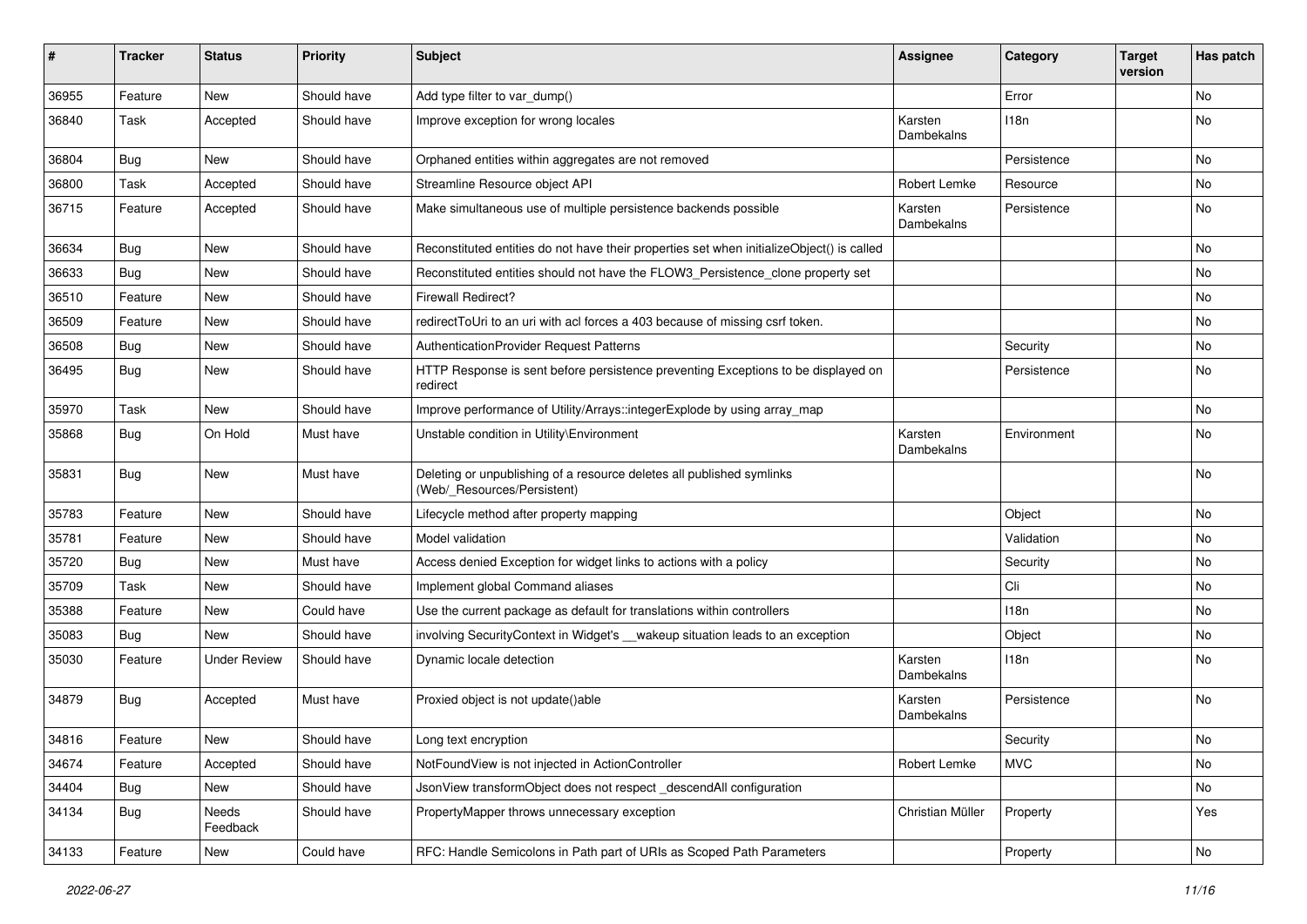| # | Tracker | Status | Priority | Subject | Assignee | Category | Target version | Has patch |
|---|---|---|---|---|---|---|---|---|
| 36955 | Feature | New | Should have | Add type filter to var_dump() | | Error | | No |
| 36840 | Task | Accepted | Should have | Improve exception for wrong locales | Karsten Dambekalns | I18n | | No |
| 36804 | Bug | New | Should have | Orphaned entities within aggregates are not removed | | Persistence | | No |
| 36800 | Task | Accepted | Should have | Streamline Resource object API | Robert Lemke | Resource | | No |
| 36715 | Feature | Accepted | Should have | Make simultaneous use of multiple persistence backends possible | Karsten Dambekalns | Persistence | | No |
| 36634 | Bug | New | Should have | Reconstituted entities do not have their properties set when initializeObject() is called | | | | No |
| 36633 | Bug | New | Should have | Reconstituted entities should not have the FLOW3_Persistence_clone property set | | | | No |
| 36510 | Feature | New | Should have | Firewall Redirect? | | | | No |
| 36509 | Feature | New | Should have | redirectToUri to an uri with acl forces a 403 because of missing csrf token. | | | | No |
| 36508 | Bug | New | Should have | AuthenticationProvider Request Patterns | | Security | | No |
| 36495 | Bug | New | Should have | HTTP Response is sent before persistence preventing Exceptions to be displayed on redirect | | Persistence | | No |
| 35970 | Task | New | Should have | Improve performance of Utility/Arrays::integerExplode by using array_map | | | | No |
| 35868 | Bug | On Hold | Must have | Unstable condition in Utility\Environment | Karsten Dambekalns | Environment | | No |
| 35831 | Bug | New | Must have | Deleting or unpublishing of a resource deletes all published symlinks (Web/_Resources/Persistent) | | | | No |
| 35783 | Feature | New | Should have | Lifecycle method after property mapping | | Object | | No |
| 35781 | Feature | New | Should have | Model validation | | Validation | | No |
| 35720 | Bug | New | Must have | Access denied Exception for widget links to actions with a policy | | Security | | No |
| 35709 | Task | New | Should have | Implement global Command aliases | | Cli | | No |
| 35388 | Feature | New | Could have | Use the current package as default for translations within controllers | | I18n | | No |
| 35083 | Bug | New | Should have | involving SecurityContext in Widget's __wakeup situation leads to an exception | | Object | | No |
| 35030 | Feature | Under Review | Should have | Dynamic locale detection | Karsten Dambekalns | I18n | | No |
| 34879 | Bug | Accepted | Must have | Proxied object is not update()able | Karsten Dambekalns | Persistence | | No |
| 34816 | Feature | New | Should have | Long text encryption | | Security | | No |
| 34674 | Feature | Accepted | Should have | NotFoundView is not injected in ActionController | Robert Lemke | MVC | | No |
| 34404 | Bug | New | Should have | JsonView transformObject does not respect _descendAll configuration | | | | No |
| 34134 | Bug | Needs Feedback | Should have | PropertyMapper throws unnecessary exception | Christian Müller | Property | | Yes |
| 34133 | Feature | New | Could have | RFC: Handle Semicolons in Path part of URIs as Scoped Path Parameters | | Property | | No |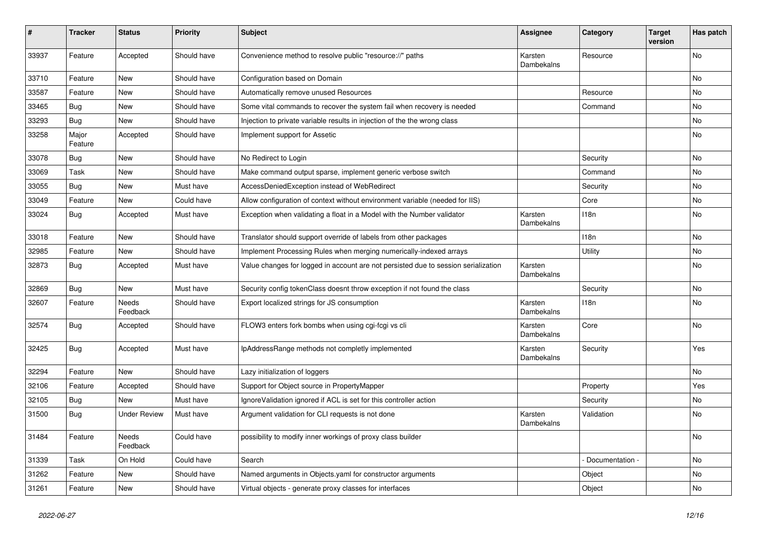| # | Tracker | Status | Priority | Subject | Assignee | Category | Target version | Has patch |
|---|---|---|---|---|---|---|---|---|
| 33937 | Feature | Accepted | Should have | Convenience method to resolve public "resource://" paths | Karsten Dambekalns | Resource | | No |
| 33710 | Feature | New | Should have | Configuration based on Domain | | | | No |
| 33587 | Feature | New | Should have | Automatically remove unused Resources | | Resource | | No |
| 33465 | Bug | New | Should have | Some vital commands to recover the system fail when recovery is needed | | Command | | No |
| 33293 | Bug | New | Should have | Injection to private variable results in injection of the the wrong class | | | | No |
| 33258 | Major Feature | Accepted | Should have | Implement support for Assetic | | | | No |
| 33078 | Bug | New | Should have | No Redirect to Login | | Security | | No |
| 33069 | Task | New | Should have | Make command output sparse, implement generic verbose switch | | Command | | No |
| 33055 | Bug | New | Must have | AccessDeniedException instead of WebRedirect | | Security | | No |
| 33049 | Feature | New | Could have | Allow configuration of context without environment variable (needed for IIS) | | Core | | No |
| 33024 | Bug | Accepted | Must have | Exception when validating a float in a Model with the Number validator | Karsten Dambekalns | I18n | | No |
| 33018 | Feature | New | Should have | Translator should support override of labels from other packages | | I18n | | No |
| 32985 | Feature | New | Should have | Implement Processing Rules when merging numerically-indexed arrays | | Utility | | No |
| 32873 | Bug | Accepted | Must have | Value changes for logged in account are not persisted due to session serialization | Karsten Dambekalns | | | No |
| 32869 | Bug | New | Must have | Security config tokenClass doesnt throw exception if not found the class | | Security | | No |
| 32607 | Feature | Needs Feedback | Should have | Export localized strings for JS consumption | Karsten Dambekalns | I18n | | No |
| 32574 | Bug | Accepted | Should have | FLOW3 enters fork bombs when using cgi-fcgi vs cli | Karsten Dambekalns | Core | | No |
| 32425 | Bug | Accepted | Must have | IpAddressRange methods not completly implemented | Karsten Dambekalns | Security | | Yes |
| 32294 | Feature | New | Should have | Lazy initialization of loggers | | | | No |
| 32106 | Feature | Accepted | Should have | Support for Object source in PropertyMapper | | Property | | Yes |
| 32105 | Bug | New | Must have | IgnoreValidation ignored if ACL is set for this controller action | | Security | | No |
| 31500 | Bug | Under Review | Must have | Argument validation for CLI requests is not done | Karsten Dambekalns | Validation | | No |
| 31484 | Feature | Needs Feedback | Could have | possibility to modify inner workings of proxy class builder | | | | No |
| 31339 | Task | On Hold | Could have | Search | | - Documentation - | | No |
| 31262 | Feature | New | Should have | Named arguments in Objects.yaml for constructor arguments | | Object | | No |
| 31261 | Feature | New | Should have | Virtual objects - generate proxy classes for interfaces | | Object | | No |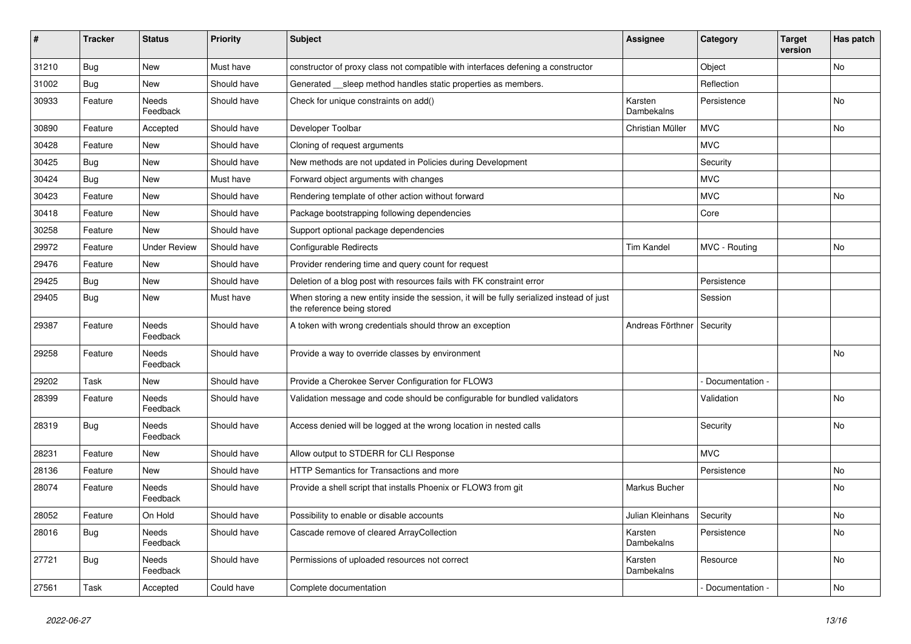| # | Tracker | Status | Priority | Subject | Assignee | Category | Target version | Has patch |
|---|---|---|---|---|---|---|---|---|
| 31210 | Bug | New | Must have | constructor of proxy class not compatible with interfaces defening a constructor | | Object | | No |
| 31002 | Bug | New | Should have | Generated __sleep method handles static properties as members. | | Reflection | | |
| 30933 | Feature | Needs Feedback | Should have | Check for unique constraints on add() | Karsten Dambekalns | Persistence | | No |
| 30890 | Feature | Accepted | Should have | Developer Toolbar | Christian Müller | MVC | | No |
| 30428 | Feature | New | Should have | Cloning of request arguments | | MVC | | |
| 30425 | Bug | New | Should have | New methods are not updated in Policies during Development | | Security | | |
| 30424 | Bug | New | Must have | Forward object arguments with changes | | MVC | | |
| 30423 | Feature | New | Should have | Rendering template of other action without forward | | MVC | | No |
| 30418 | Feature | New | Should have | Package bootstrapping following dependencies | | Core | | |
| 30258 | Feature | New | Should have | Support optional package dependencies | | | | |
| 29972 | Feature | Under Review | Should have | Configurable Redirects | Tim Kandel | MVC - Routing | | No |
| 29476 | Feature | New | Should have | Provider rendering time and query count for request | | | | |
| 29425 | Bug | New | Should have | Deletion of a blog post with resources fails with FK constraint error | | Persistence | | |
| 29405 | Bug | New | Must have | When storing a new entity inside the session, it will be fully serialized instead of just the reference being stored | | Session | | |
| 29387 | Feature | Needs Feedback | Should have | A token with wrong credentials should throw an exception | Andreas Förthner | Security | | |
| 29258 | Feature | Needs Feedback | Should have | Provide a way to override classes by environment | | | | No |
| 29202 | Task | New | Should have | Provide a Cherokee Server Configuration for FLOW3 | | - Documentation - | | |
| 28399 | Feature | Needs Feedback | Should have | Validation message and code should be configurable for bundled validators | | Validation | | No |
| 28319 | Bug | Needs Feedback | Should have | Access denied will be logged at the wrong location in nested calls | | Security | | No |
| 28231 | Feature | New | Should have | Allow output to STDERR for CLI Response | | MVC | | |
| 28136 | Feature | New | Should have | HTTP Semantics for Transactions and more | | Persistence | | No |
| 28074 | Feature | Needs Feedback | Should have | Provide a shell script that installs Phoenix or FLOW3 from git | Markus Bucher | | | No |
| 28052 | Feature | On Hold | Should have | Possibility to enable or disable accounts | Julian Kleinhans | Security | | No |
| 28016 | Bug | Needs Feedback | Should have | Cascade remove of cleared ArrayCollection | Karsten Dambekalns | Persistence | | No |
| 27721 | Bug | Needs Feedback | Should have | Permissions of uploaded resources not correct | Karsten Dambekalns | Resource | | No |
| 27561 | Task | Accepted | Could have | Complete documentation | | - Documentation - | | No |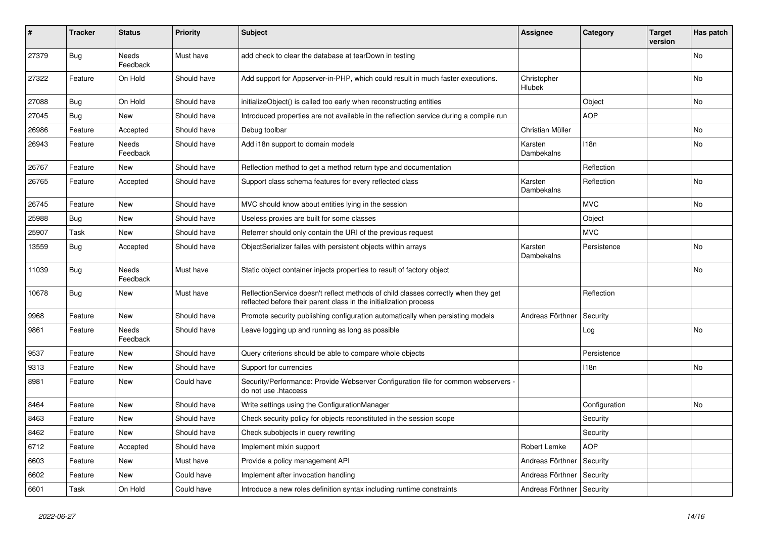| # | Tracker | Status | Priority | Subject | Assignee | Category | Target version | Has patch |
|---|---|---|---|---|---|---|---|---|
| 27379 | Bug | Needs Feedback | Must have | add check to clear the database at tearDown in testing | | | | No |
| 27322 | Feature | On Hold | Should have | Add support for Appserver-in-PHP, which could result in much faster executions. | Christopher Hlubek | | | No |
| 27088 | Bug | On Hold | Should have | initializeObject() is called too early when reconstructing entities | | Object | | No |
| 27045 | Bug | New | Should have | Introduced properties are not available in the reflection service during a compile run | | AOP | | |
| 26986 | Feature | Accepted | Should have | Debug toolbar | Christian Müller | | | No |
| 26943 | Feature | Needs Feedback | Should have | Add i18n support to domain models | Karsten Dambekalns | I18n | | No |
| 26767 | Feature | New | Should have | Reflection method to get a method return type and documentation | | Reflection | | |
| 26765 | Feature | Accepted | Should have | Support class schema features for every reflected class | Karsten Dambekalns | Reflection | | No |
| 26745 | Feature | New | Should have | MVC should know about entities lying in the session | | MVC | | No |
| 25988 | Bug | New | Should have | Useless proxies are built for some classes | | Object | | |
| 25907 | Task | New | Should have | Referrer should only contain the URI of the previous request | | MVC | | |
| 13559 | Bug | Accepted | Should have | ObjectSerializer failes with persistent objects within arrays | Karsten Dambekalns | Persistence | | No |
| 11039 | Bug | Needs Feedback | Must have | Static object container injects properties to result of factory object | | | | No |
| 10678 | Bug | New | Must have | ReflectionService doesn't reflect methods of child classes correctly when they get reflected before their parent class in the initialization process | | Reflection | | |
| 9968 | Feature | New | Should have | Promote security publishing configuration automatically when persisting models | Andreas Förthner | Security | | |
| 9861 | Feature | Needs Feedback | Should have | Leave logging up and running as long as possible | | Log | | No |
| 9537 | Feature | New | Should have | Query criterions should be able to compare whole objects | | Persistence | | |
| 9313 | Feature | New | Should have | Support for currencies | | I18n | | No |
| 8981 | Feature | New | Could have | Security/Performance: Provide Webserver Configuration file for common webservers - do not use .htaccess | | | | |
| 8464 | Feature | New | Should have | Write settings using the ConfigurationManager | | Configuration | | No |
| 8463 | Feature | New | Should have | Check security policy for objects reconstituted in the session scope | | Security | | |
| 8462 | Feature | New | Should have | Check subobjects in query rewriting | | Security | | |
| 6712 | Feature | Accepted | Should have | Implement mixin support | Robert Lemke | AOP | | |
| 6603 | Feature | New | Must have | Provide a policy management API | Andreas Förthner | Security | | |
| 6602 | Feature | New | Could have | Implement after invocation handling | Andreas Förthner | Security | | |
| 6601 | Task | On Hold | Could have | Introduce a new roles definition syntax including runtime constraints | Andreas Förthner | Security | | |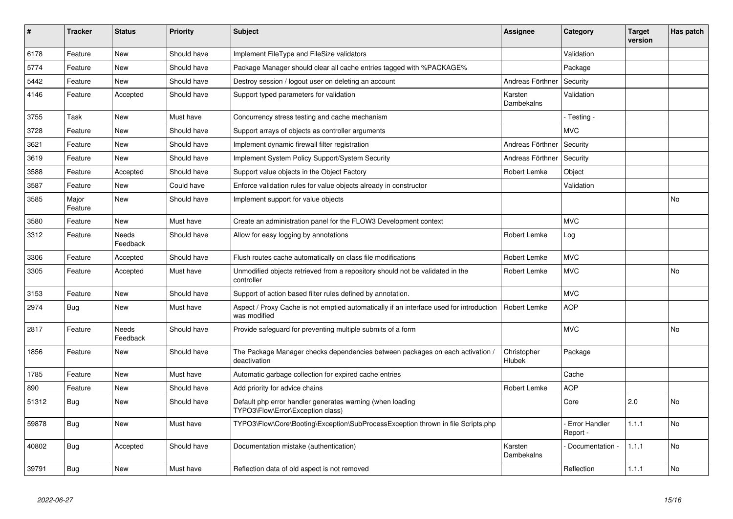| # | Tracker | Status | Priority | Subject | Assignee | Category | Target version | Has patch |
|---|---|---|---|---|---|---|---|---|
| 6178 | Feature | New | Should have | Implement FileType and FileSize validators | | Validation | | |
| 5774 | Feature | New | Should have | Package Manager should clear all cache entries tagged with %PACKAGE% | | Package | | |
| 5442 | Feature | New | Should have | Destroy session / logout user on deleting an account | Andreas Förthner | Security | | |
| 4146 | Feature | Accepted | Should have | Support typed parameters for validation | Karsten Dambekalns | Validation | | |
| 3755 | Task | New | Must have | Concurrency stress testing and cache mechanism | | - Testing - | | |
| 3728 | Feature | New | Should have | Support arrays of objects as controller arguments | | MVC | | |
| 3621 | Feature | New | Should have | Implement dynamic firewall filter registration | Andreas Förthner | Security | | |
| 3619 | Feature | New | Should have | Implement System Policy Support/System Security | Andreas Förthner | Security | | |
| 3588 | Feature | Accepted | Should have | Support value objects in the Object Factory | Robert Lemke | Object | | |
| 3587 | Feature | New | Could have | Enforce validation rules for value objects already in constructor | | Validation | | |
| 3585 | Major Feature | New | Should have | Implement support for value objects | | | | No |
| 3580 | Feature | New | Must have | Create an administration panel for the FLOW3 Development context | | MVC | | |
| 3312 | Feature | Needs Feedback | Should have | Allow for easy logging by annotations | Robert Lemke | Log | | |
| 3306 | Feature | Accepted | Should have | Flush routes cache automatically on class file modifications | Robert Lemke | MVC | | |
| 3305 | Feature | Accepted | Must have | Unmodified objects retrieved from a repository should not be validated in the controller | Robert Lemke | MVC | | No |
| 3153 | Feature | New | Should have | Support of action based filter rules defined by annotation. | | MVC | | |
| 2974 | Bug | New | Must have | Aspect / Proxy Cache is not emptied automatically if an interface used for introduction was modified | Robert Lemke | AOP | | |
| 2817 | Feature | Needs Feedback | Should have | Provide safeguard for preventing multiple submits of a form | | MVC | | No |
| 1856 | Feature | New | Should have | The Package Manager checks dependencies between packages on each activation / deactivation | Christopher Hlubek | Package | | |
| 1785 | Feature | New | Must have | Automatic garbage collection for expired cache entries | | Cache | | |
| 890 | Feature | New | Should have | Add priority for advice chains | Robert Lemke | AOP | | |
| 51312 | Bug | New | Should have | Default php error handler generates warning (when loading TYPO3\Flow\Error\Exception class) | | Core | 2.0 | No |
| 59878 | Bug | New | Must have | TYPO3\Flow\Core\Booting\Exception\SubProcessException thrown in file Scripts.php | | - Error Handler Report - | 1.1.1 | No |
| 40802 | Bug | Accepted | Should have | Documentation mistake (authentication) | Karsten Dambekalns | - Documentation - | 1.1.1 | No |
| 39791 | Bug | New | Must have | Reflection data of old aspect is not removed | | Reflection | 1.1.1 | No |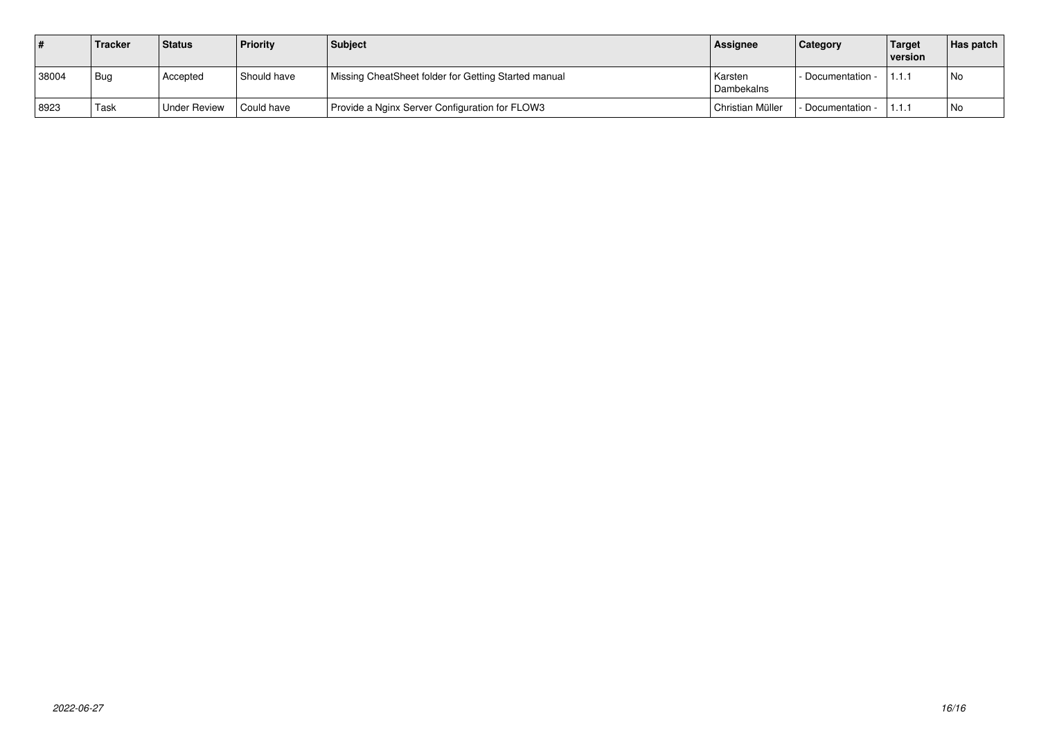| # | Tracker | Status | Priority | Subject | Assignee | Category | Target version | Has patch |
|---|---|---|---|---|---|---|---|---|
| 38004 | Bug | Accepted | Should have | Missing CheatSheet folder for Getting Started manual | Karsten Dambekalns | - Documentation - | 1.1.1 | No |
| 8923 | Task | Under Review | Could have | Provide a Nginx Server Configuration for FLOW3 | Christian Müller | - Documentation - | 1.1.1 | No |

*2022-06-27*